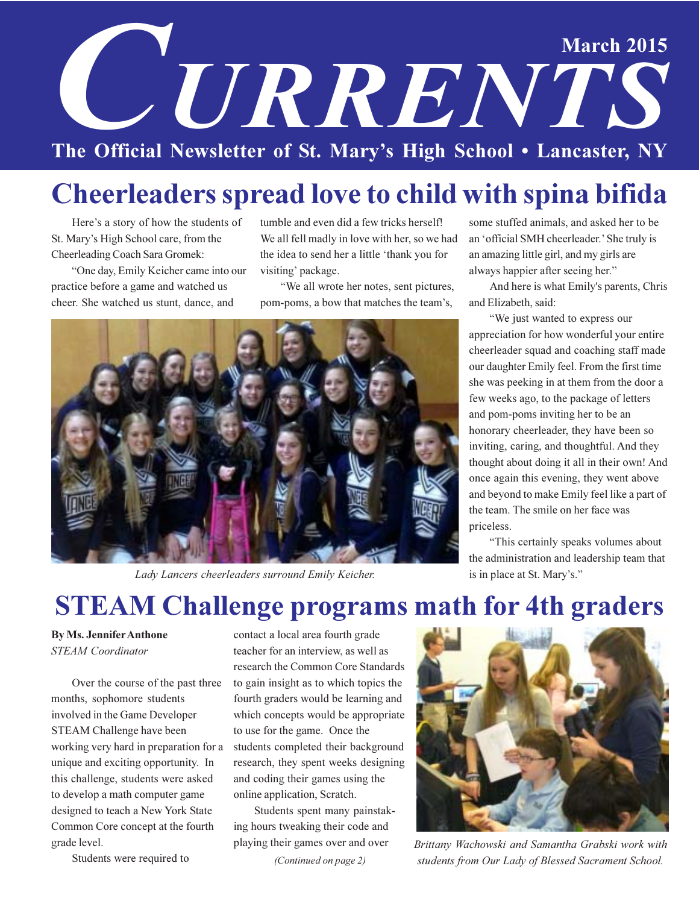# CURRENTS

March 2015

The Official Newsletter of St. Mary's High School • Lancaster, NY

## Cheerleaders spread love to child with spina bifida

Here's a story of how the students of St. Mary's High School care, from the Cheerleading Coach Sara Gromek:

"One day, Emily Keicher came into our practice before a game and watched us cheer. She watched us stunt, dance, and tumble and even did a few tricks herself! We all fell madly in love with her, so we had the idea to send her a little 'thank you for visiting' package.

"We all wrote her notes, sent pictures, pom-poms, a bow that matches the team's, some stuffed animals, and asked her to be an 'official SMH cheerleader.' She truly is an amazing little girl, and my girls are always happier after seeing her."

And here is what Emily's parents, Chris and Elizabeth, said:

"We just wanted to express our appreciation for how wonderful your entire cheerleader squad and coaching staff made our daughter Emily feel. From the first time she was peeking in at them from the door a few weeks ago, to the package of letters and pom-poms inviting her to be an honorary cheerleader, they have been so inviting, caring, and thoughtful. And they thought about doing it all in their own! And once again this evening, they went above and beyond to make Emily feel like a part of the team. The smile on her face was priceless.

"This certainly speaks volumes about the administration and leadership team that is in place at St. Mary's."

*Lady Lancers cheerleaders surround Emily Keicher.*

## STEAM Challenge programs math for 4th graders

**By Ms. Jennifer Anthone**
*STEAM Coordinator*

Over the course of the past three months, sophomore students involved in the Game Developer STEAM Challenge have been working very hard in preparation for a unique and exciting opportunity. In this challenge, students were asked to develop a math computer game designed to teach a New York State Common Core concept at the fourth grade level.

Students were required to contact a local area fourth grade teacher for an interview, as well as research the Common Core Standards to gain insight as to which topics the fourth graders would be learning and which concepts would be appropriate to use for the game. Once the students completed their background research, they spent weeks designing and coding their games using the online application, Scratch.

Students spent many painstaking hours tweaking their code and playing their games over and over

*(Continued on page 2)*

*Brittany Wachowski and Samantha Grabski work with students from Our Lady of Blessed Sacrament School.*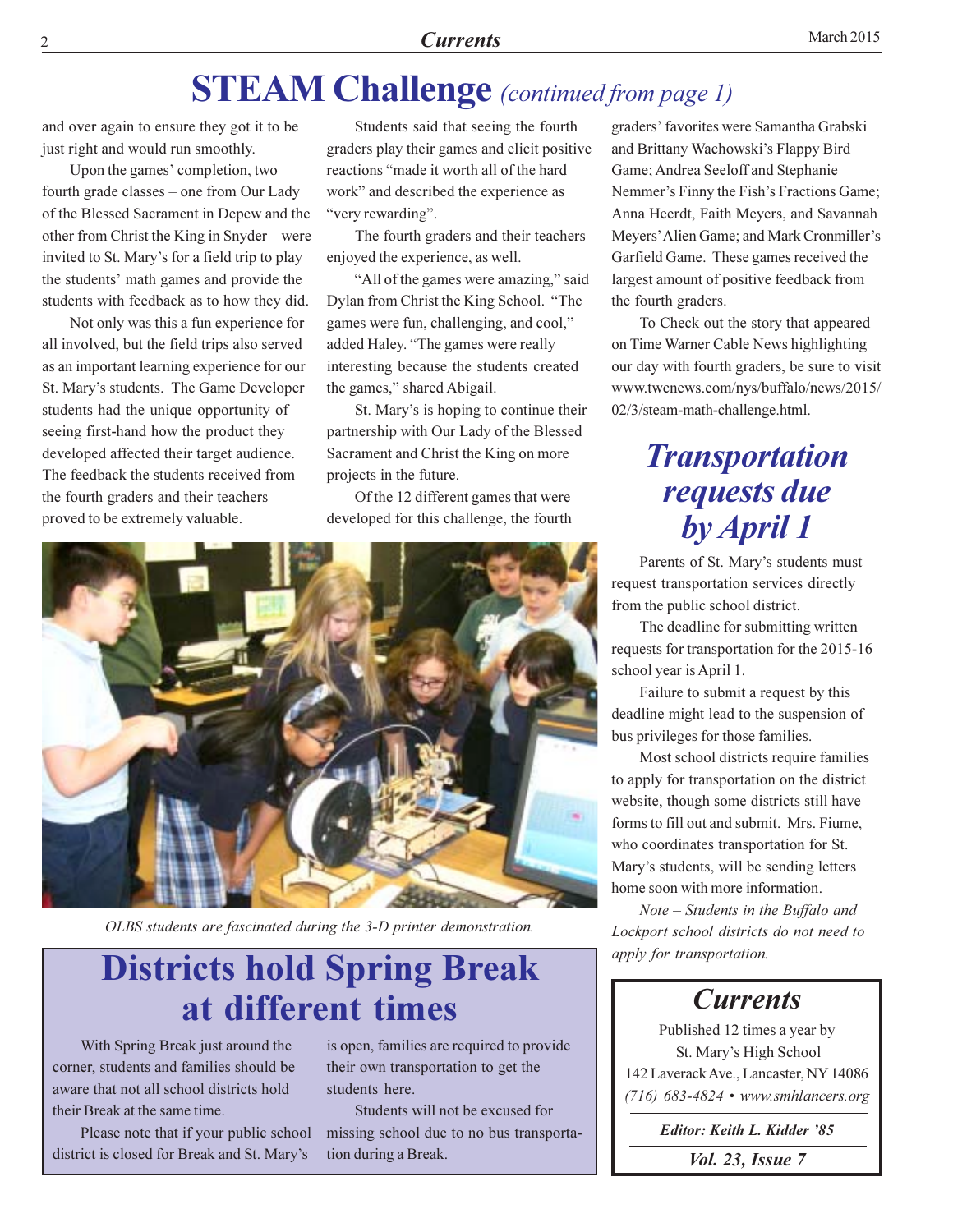# STEAM Challenge *(continued from page 1)*

and over again to ensure they got it to be just right and would run smoothly.

Upon the games' completion, two fourth grade classes – one from Our Lady of the Blessed Sacrament in Depew and the other from Christ the King in Snyder – were invited to St. Mary's for a field trip to play the students' math games and provide the students with feedback as to how they did.

Not only was this a fun experience for all involved, but the field trips also served as an important learning experience for our St. Mary's students. The Game Developer students had the unique opportunity of seeing first-hand how the product they developed affected their target audience. The feedback the students received from the fourth graders and their teachers proved to be extremely valuable.

Students said that seeing the fourth graders play their games and elicit positive reactions "made it worth all of the hard work" and described the experience as "very rewarding".

The fourth graders and their teachers enjoyed the experience, as well.

"All of the games were amazing," said Dylan from Christ the King School. "The games were fun, challenging, and cool," added Haley. "The games were really interesting because the students created the games," shared Abigail.

St. Mary's is hoping to continue their partnership with Our Lady of the Blessed Sacrament and Christ the King on more projects in the future.

Of the 12 different games that were developed for this challenge, the fourth graders' favorites were Samantha Grabski and Brittany Wachowski's Flappy Bird Game; Andrea Seeloff and Stephanie Nemmer's Finny the Fish's Fractions Game; Anna Heerdt, Faith Meyers, and Savannah Meyers' Alien Game; and Mark Cronmiller's Garfield Game. These games received the largest amount of positive feedback from the fourth graders.

To Check out the story that appeared on Time Warner Cable News highlighting our day with fourth graders, be sure to visit www.twcnews.com/nys/buffalo/news/2015/02/3/steam-math-challenge.html.

*OLBS students are fascinated during the 3-D printer demonstration.*

## *Transportation requests due by April 1*

Parents of St. Mary's students must request transportation services directly from the public school district.

The deadline for submitting written requests for transportation for the 2015-16 school year is April 1.

Failure to submit a request by this deadline might lead to the suspension of bus privileges for those families.

Most school districts require families to apply for transportation on the district website, though some districts still have forms to fill out and submit. Mrs. Fiume, who coordinates transportation for St. Mary's students, will be sending letters home soon with more information.

*Note – Students in the Buffalo and Lockport school districts do not need to apply for transportation.*

## Districts hold Spring Break at different times

With Spring Break just around the corner, students and families should be aware that not all school districts hold their Break at the same time.

Please note that if your public school district is closed for Break and St. Mary's is open, families are required to provide their own transportation to get the students here.

Students will not be excused for missing school due to no bus transportation during a Break.

### *Currents*

Published 12 times a year by
St. Mary's High School
142 Laverack Ave., Lancaster, NY 14086
*(716) 683-4824 • www.smhlancers.org*

***Editor: Keith L. Kidder '85***

***Vol. 23, Issue 7***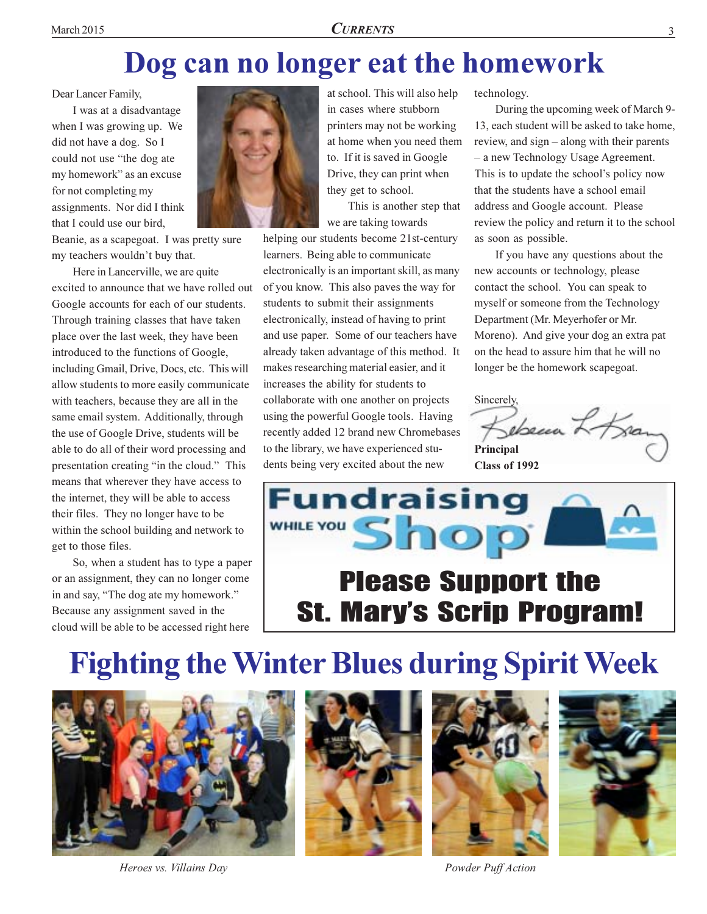# Dog can no longer eat the homework

Dear Lancer Family,

I was at a disadvantage when I was growing up. We did not have a dog. So I could not use "the dog ate my homework" as an excuse for not completing my assignments. Nor did I think that I could use our bird, Beanie, as a scapegoat. I was pretty sure my teachers wouldn't buy that.

Here in Lancerville, we are quite excited to announce that we have rolled out Google accounts for each of our students. Through training classes that have taken place over the last week, they have been introduced to the functions of Google, including Gmail, Drive, Docs, etc. This will allow students to more easily communicate with teachers, because they are all in the same email system. Additionally, through the use of Google Drive, students will be able to do all of their word processing and presentation creating "in the cloud." This means that wherever they have access to the internet, they will be able to access their files. They no longer have to be within the school building and network to get to those files.

So, when a student has to type a paper or an assignment, they can no longer come in and say, "The dog ate my homework." Because any assignment saved in the cloud will be able to be accessed right here at school. This will also help in cases where stubborn printers may not be working at home when you need them to. If it is saved in Google Drive, they can print when they get to school.

This is another step that we are taking towards helping our students become 21st-century learners. Being able to communicate electronically is an important skill, as many of you know. This also paves the way for students to submit their assignments electronically, instead of having to print and use paper. Some of our teachers have already taken advantage of this method. It makes researching material easier, and it increases the ability for students to collaborate with one another on projects using the powerful Google tools. Having recently added 12 brand new Chromebases to the library, we have experienced students being very excited about the new technology.

During the upcoming week of March 9-13, each student will be asked to take home, review, and sign – along with their parents – a new Technology Usage Agreement. This is to update the school's policy now that the students have a school email address and Google account. Please review the policy and return it to the school as soon as possible.

If you have any questions about the new accounts or technology, please contact the school. You can speak to myself or someone from the Technology Department (Mr. Meyerhofer or Mr. Moreno). And give your dog an extra pat on the head to assure him that he will no longer be the homework scapegoat.

Sincerely,

Rebecca L. Krang

**Principal**
**Class of 1992**

**Fundraising WHILE YOU Shop**

**Please Support the St. Mary's Scrip Program!**

# Fighting the Winter Blues during Spirit Week

*Heroes vs. Villains Day*

*Powder Puff Action*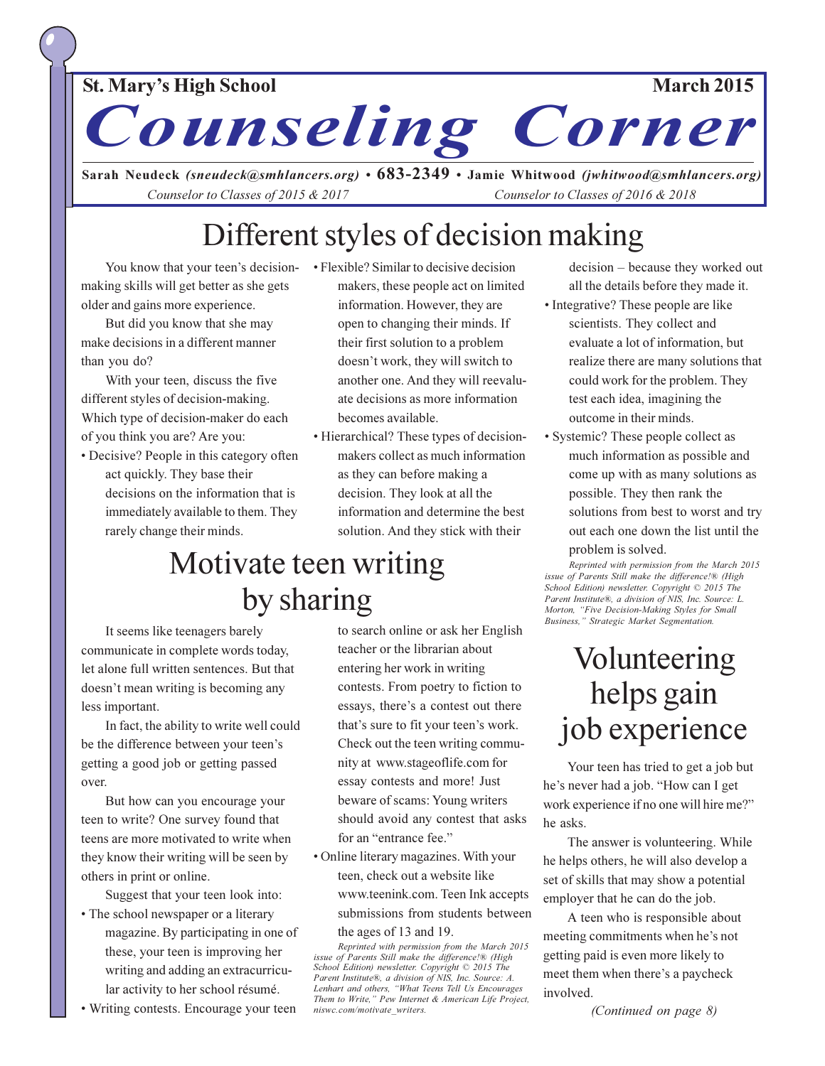**St. Mary's High School** **March 2015**

# Counseling Corner

**Sarah Neudeck** *(sneudeck@smhlancers.org)* • **683-2349** • **Jamie Whitwood** *(jwhitwood@smhlancers.org)*

*Counselor to Classes of 2015 & 2017* *Counselor to Classes of 2016 & 2018*

## Different styles of decision making

You know that your teen's decision-making skills will get better as she gets older and gains more experience.

But did you know that she may make decisions in a different manner than you do?

With your teen, discuss the five different styles of decision-making. Which type of decision-maker do each of you think you are? Are you:

- Decisive? People in this category often act quickly. They base their decisions on the information that is immediately available to them. They rarely change their minds.
- Flexible? Similar to decisive decision makers, these people act on limited information. However, they are open to changing their minds. If their first solution to a problem doesn't work, they will switch to another one. And they will reevaluate decisions as more information becomes available.
- Hierarchical? These types of decision-makers collect as much information as they can before making a decision. They look at all the information and determine the best solution. And they stick with their decision – because they worked out all the details before they made it.
- Integrative? These people are like scientists. They collect and evaluate a lot of information, but realize there are many solutions that could work for the problem. They test each idea, imagining the outcome in their minds.
- Systemic? These people collect as much information as possible and come up with as many solutions as possible. They then rank the solutions from best to worst and try out each one down the list until the problem is solved.

*Reprinted with permission from the March 2015 issue of Parents Still make the difference!® (High School Edition) newsletter. Copyright © 2015 The Parent Institute®, a division of NIS, Inc. Source: L. Morton, "Five Decision-Making Styles for Small Business," Strategic Market Segmentation.*

## Motivate teen writing by sharing

It seems like teenagers barely communicate in complete words today, let alone full written sentences. But that doesn't mean writing is becoming any less important.

In fact, the ability to write well could be the difference between your teen's getting a good job or getting passed over.

But how can you encourage your teen to write? One survey found that teens are more motivated to write when they know their writing will be seen by others in print or online.

Suggest that your teen look into:

- The school newspaper or a literary magazine. By participating in one of these, your teen is improving her writing and adding an extracurricular activity to her school résumé.
- Writing contests. Encourage your teen to search online or ask her English teacher or the librarian about entering her work in writing contests. From poetry to fiction to essays, there's a contest out there that's sure to fit your teen's work. Check out the teen writing community at www.stageoflife.com for essay contests and more! Just beware of scams: Young writers should avoid any contest that asks for an "entrance fee."
- Online literary magazines. With your teen, check out a website like www.teenink.com. Teen Ink accepts submissions from students between the ages of 13 and 19.

*Reprinted with permission from the March 2015 issue of Parents Still make the difference!® (High School Edition) newsletter. Copyright © 2015 The Parent Institute®, a division of NIS, Inc. Source: A. Lenhart and others, "What Teens Tell Us Encourages Them to Write," Pew Internet & American Life Project, niswc.com/motivate_writers.*

## Volunteering helps gain job experience

Your teen has tried to get a job but he's never had a job. "How can I get work experience if no one will hire me?" he asks.

The answer is volunteering. While he helps others, he will also develop a set of skills that may show a potential employer that he can do the job.

A teen who is responsible about meeting commitments when he's not getting paid is even more likely to meet them when there's a paycheck involved.

*(Continued on page 8)*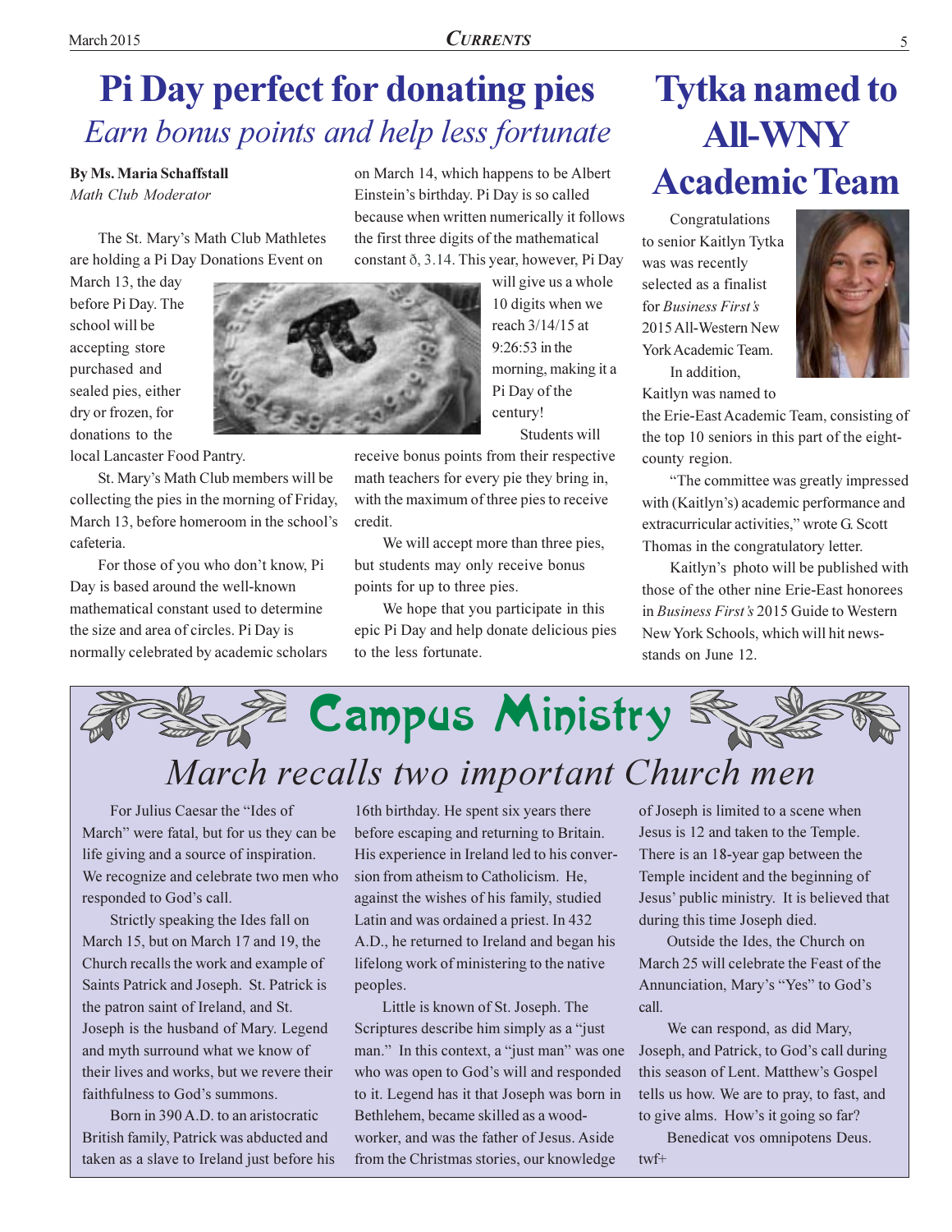# Pi Day perfect for donating pies

## *Earn bonus points and help less fortunate*

**By Ms. Maria Schaffstall**
*Math Club Moderator*

The St. Mary's Math Club Mathletes are holding a Pi Day Donations Event on March 13, the day before Pi Day. The school will be accepting store purchased and sealed pies, either dry or frozen, for donations to the local Lancaster Food Pantry.

St. Mary's Math Club members will be collecting the pies in the morning of Friday, March 13, before homeroom in the school's cafeteria.

For those of you who don't know, Pi Day is based around the well-known mathematical constant used to determine the size and area of circles. Pi Day is normally celebrated by academic scholars on March 14, which happens to be Albert Einstein's birthday. Pi Day is so called because when written numerically it follows the first three digits of the mathematical constant ð, 3.14. This year, however, Pi Day will give us a whole 10 digits when we reach 3/14/15 at 9:26:53 in the morning, making it a Pi Day of the century!

Students will receive bonus points from their respective math teachers for every pie they bring in, with the maximum of three pies to receive credit.

We will accept more than three pies, but students may only receive bonus points for up to three pies.

We hope that you participate in this epic Pi Day and help donate delicious pies to the less fortunate.

# Tytka named to All-WNY Academic Team

Congratulations to senior Kaitlyn Tytka was was recently selected as a finalist for *Business First's* 2015 All-Western New York Academic Team.

In addition, Kaitlyn was named to the Erie-East Academic Team, consisting of the top 10 seniors in this part of the eight-county region.

"The committee was greatly impressed with (Kaitlyn's) academic performance and extracurricular activities," wrote G. Scott Thomas in the congratulatory letter.

Kaitlyn's photo will be published with those of the other nine Erie-East honorees in *Business First's* 2015 Guide to Western New York Schools, which will hit news-stands on June 12.

# Campus Ministry

## *March recalls two important Church men*

For Julius Caesar the "Ides of March" were fatal, but for us they can be life giving and a source of inspiration. We recognize and celebrate two men who responded to God's call.

Strictly speaking the Ides fall on March 15, but on March 17 and 19, the Church recalls the work and example of Saints Patrick and Joseph. St. Patrick is the patron saint of Ireland, and St. Joseph is the husband of Mary. Legend and myth surround what we know of their lives and works, but we revere their faithfulness to God's summons.

Born in 390 A.D. to an aristocratic British family, Patrick was abducted and taken as a slave to Ireland just before his 16th birthday. He spent six years there before escaping and returning to Britain. His experience in Ireland led to his conversion from atheism to Catholicism. He, against the wishes of his family, studied Latin and was ordained a priest. In 432 A.D., he returned to Ireland and began his lifelong work of ministering to the native peoples.

Little is known of St. Joseph. The Scriptures describe him simply as a "just man." In this context, a "just man" was one who was open to God's will and responded to it. Legend has it that Joseph was born in Bethlehem, became skilled as a wood-worker, and was the father of Jesus. Aside from the Christmas stories, our knowledge of Joseph is limited to a scene when Jesus is 12 and taken to the Temple. There is an 18-year gap between the Temple incident and the beginning of Jesus' public ministry. It is believed that during this time Joseph died.

Outside the Ides, the Church on March 25 will celebrate the Feast of the Annunciation, Mary's "Yes" to God's call.

We can respond, as did Mary, Joseph, and Patrick, to God's call during this season of Lent. Matthew's Gospel tells us how. We are to pray, to fast, and to give alms. How's it going so far?

Benedicat vos omnipotens Deus.

twf+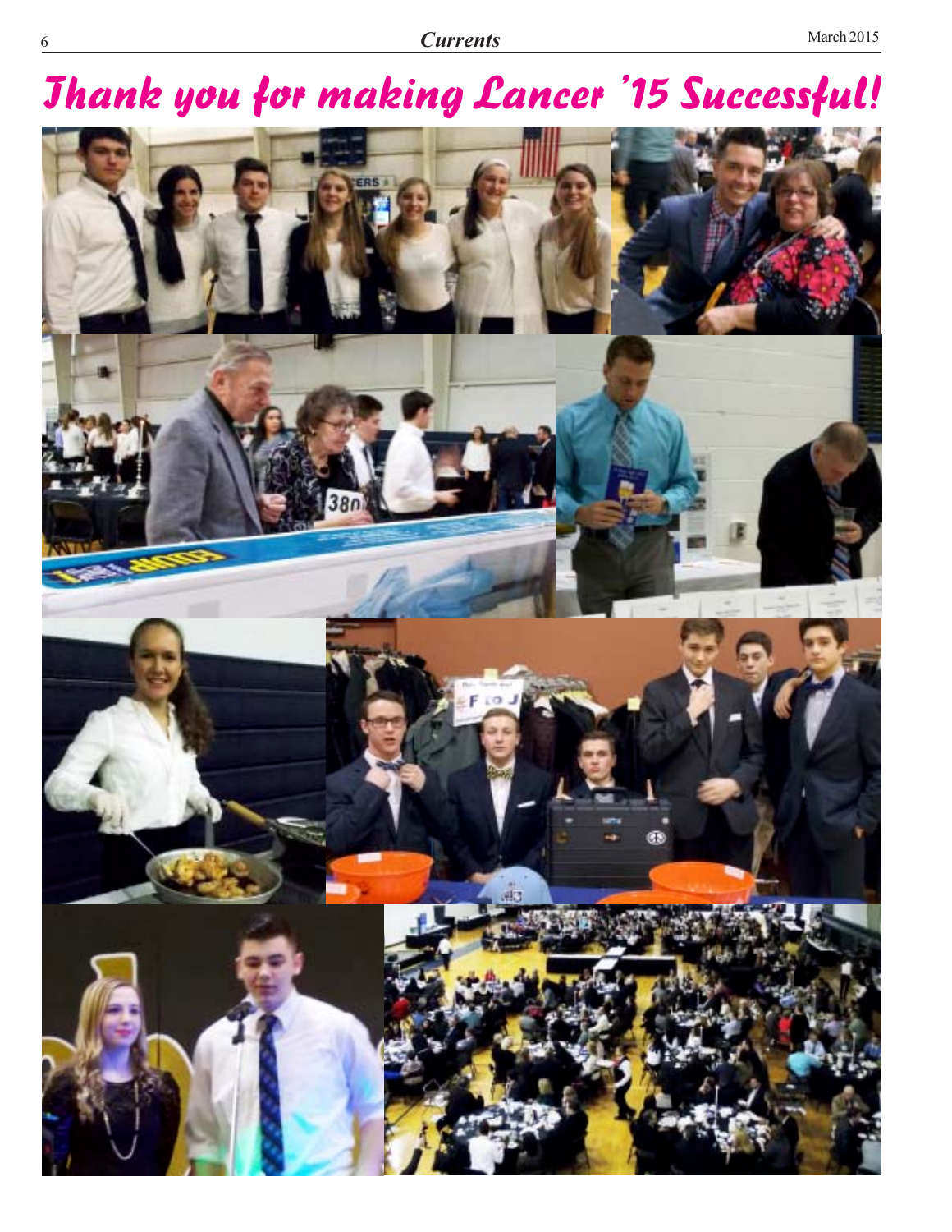# Thank you for making Lancer '15 Successful!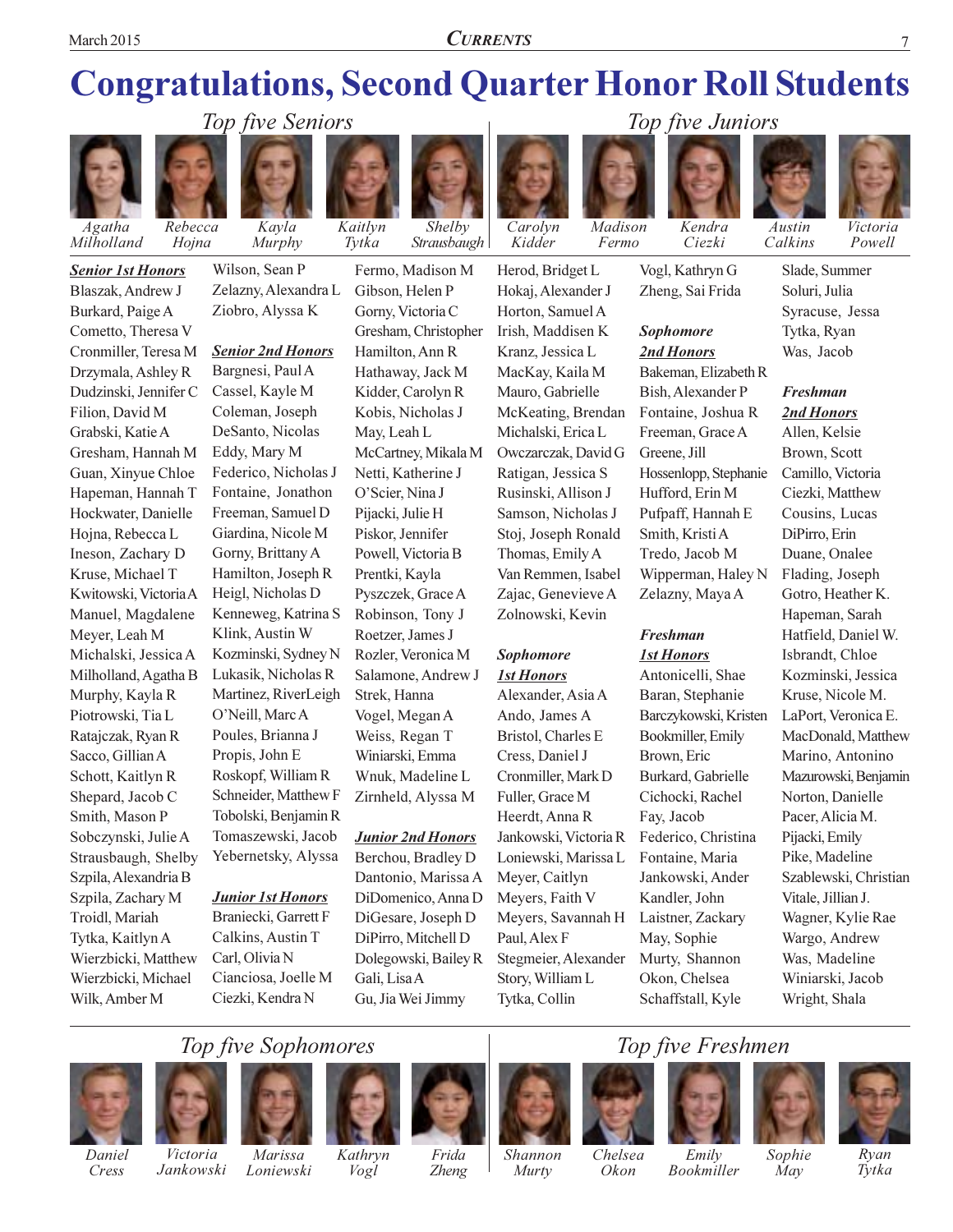# Congratulations, Second Quarter Honor Roll Students

## Top five Seniors

Agatha Milholland, Rebecca Hojna, Kayla Murphy, Kaitlyn Tytka, Shelby Strausbaugh

## Top five Juniors

Carolyn Kidder, Madison Fermo, Kendra Ciezki, Austin Calkins, Victoria Powell

### Senior 1st Honors

Blaszak, Andrew J
Burkard, Paige A
Cometto, Theresa V
Cronmiller, Teresa M
Drzymala, Ashley R
Dudzinski, Jennifer C
Filion, David M
Grabski, Katie A
Gresham, Hannah M
Guan, Xinyue Chloe
Hapeman, Hannah T
Hockwater, Danielle
Hojna, Rebecca L
Ineson, Zachary D
Kruse, Michael T
Kwitowski, Victoria A
Manuel, Magdalene
Meyer, Leah M
Michalski, Jessica A
Milholland, Agatha B
Murphy, Kayla R
Piotrowski, Tia L
Ratajczak, Ryan R
Sacco, Gillian A
Schott, Kaitlyn R
Shepard, Jacob C
Smith, Mason P
Sobczynski, Julie A
Strausbaugh, Shelby
Szpila, Alexandria B
Szpila, Zachary M
Troidl, Mariah
Tytka, Kaitlyn A
Wierzbicki, Matthew
Wierzbicki, Michael
Wilk, Amber M
Wilson, Sean P
Zelazny, Alexandra L
Ziobro, Alyssa K

### Senior 2nd Honors

Bargnesi, Paul A
Cassel, Kayle M
Coleman, Joseph
DeSanto, Nicolas
Eddy, Mary M
Federico, Nicholas J
Fontaine, Jonathon
Freeman, Samuel D
Giardina, Nicole M
Gorny, Brittany A
Hamilton, Joseph R
Heigl, Nicholas D
Kenneweg, Katrina S
Klink, Austin W
Kozminski, Sydney N
Lukasik, Nicholas R
Martinez, RiverLeigh
O'Neill, Marc A
Poules, Brianna J
Propis, John E
Roskopf, William R
Schneider, Matthew F
Tobolski, Benjamin R
Tomaszewski, Jacob
Yebernetsky, Alyssa

### Junior 1st Honors

Braniecki, Garrett F
Calkins, Austin T
Carl, Olivia N
Cianciosa, Joelle M
Ciezki, Kendra N
Fermo, Madison M
Gibson, Helen P
Gorny, Victoria C
Gresham, Christopher
Hamilton, Ann R
Hathaway, Jack M
Kidder, Carolyn R
Kobis, Nicholas J
May, Leah L
McCartney, Mikala M
Netti, Katherine J
O'Scier, Nina J
Pijacki, Julie H
Piskor, Jennifer
Powell, Victoria B
Prentki, Kayla
Pyszczek, Grace A
Robinson, Tony J
Roetzer, James J
Rozler, Veronica M
Salamone, Andrew J
Strek, Hanna
Vogel, Megan A
Weiss, Regan T
Winiarski, Emma
Wnuk, Madeline L
Zirnheld, Alyssa M

### Junior 2nd Honors

Berchou, Bradley D
Dantonio, Marissa A
DiDomenico, Anna D
DiGesare, Joseph D
DiPirro, Mitchell D
Dolegowski, Bailey R
Gali, Lisa A
Gu, Jia Wei Jimmy
Herod, Bridget L
Hokaj, Alexander J
Horton, Samuel A
Irish, Maddisen K
Kranz, Jessica L
MacKay, Kaila M
Mauro, Gabrielle
McKeating, Brendan
Michalski, Erica L
Owczarczak, David G
Ratigan, Jessica S
Rusinski, Allison J
Samson, Nicholas J
Stoj, Joseph Ronald
Thomas, Emily A
Van Remmen, Isabel
Zajac, Genevieve A
Zolnowski, Kevin

### Sophomore 1st Honors

Alexander, Asia A
Ando, James A
Bristol, Charles E
Cress, Daniel J
Cronmiller, Mark D
Fuller, Grace M
Heerdt, Anna R
Jankowski, Victoria R
Loniewski, Marissa L
Meyer, Caitlyn
Meyers, Faith V
Meyers, Savannah H
Paul, Alex F
Stegmeier, Alexander
Story, William L
Tytka, Collin
Vogl, Kathryn G
Zheng, Sai Frida

### Sophomore 2nd Honors

Bakeman, Elizabeth R
Bish, Alexander P
Fontaine, Joshua R
Freeman, Grace A
Greene, Jill
Hossenlopp, Stephanie
Hufford, Erin M
Pufpaff, Hannah E
Smith, Kristi A
Tredo, Jacob M
Wipperman, Haley N
Zelazny, Maya A

### Freshman 1st Honors

Antonicelli, Shae
Baran, Stephanie
Barczykowski, Kristen
Bookmiller, Emily
Brown, Eric
Burkard, Gabrielle
Cichocki, Rachel
Fay, Jacob
Federico, Christina
Fontaine, Maria
Jankowski, Ander
Kandler, John
Laistner, Zackary
May, Sophie
Murty, Shannon
Okon, Chelsea
Schaffstall, Kyle
Slade, Summer
Soluri, Julia
Syracuse, Jessa
Tytka, Ryan
Was, Jacob

### Freshman 2nd Honors

Allen, Kelsie
Brown, Scott
Camillo, Victoria
Ciezki, Matthew
Cousins, Lucas
DiPirro, Erin
Duane, Onalee
Flading, Joseph
Gotro, Heather K.
Hapeman, Sarah
Hatfield, Daniel W.
Isbrandt, Chloe
Kozminski, Jessica
Kruse, Nicole M.
LaPort, Veronica E.
MacDonald, Matthew
Marino, Antonino
Mazurowski, Benjamin
Norton, Danielle
Pacer, Alicia M.
Pijacki, Emily
Pike, Madeline
Szablewski, Christian
Vitale, Jillian J.
Wagner, Kylie Rae
Wargo, Andrew
Was, Madeline
Winiarski, Jacob
Wright, Shala

## Top five Sophomores

Daniel Cress, Victoria Jankowski, Marissa Loniewski, Kathryn Vogl, Frida Zheng

## Top five Freshmen

Shannon Murty, Chelsea Okon, Emily Bookmiller, Sophie May, Ryan Tytka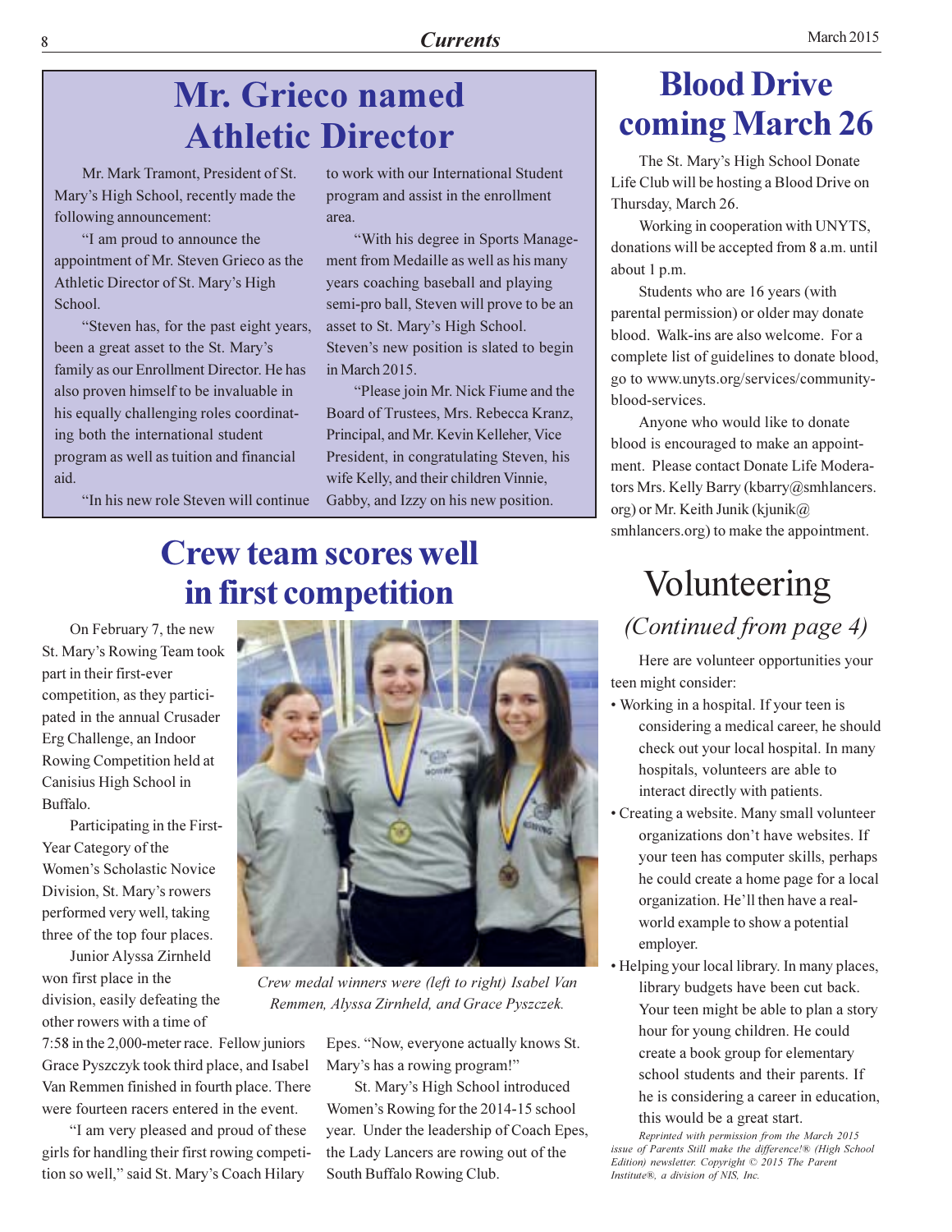# Mr. Grieco named Athletic Director

Mr. Mark Tramont, President of St. Mary's High School, recently made the following announcement:

"I am proud to announce the appointment of Mr. Steven Grieco as the Athletic Director of St. Mary's High School.

"Steven has, for the past eight years, been a great asset to the St. Mary's family as our Enrollment Director. He has also proven himself to be invaluable in his equally challenging roles coordinating both the international student program as well as tuition and financial aid.

"In his new role Steven will continue to work with our International Student program and assist in the enrollment area.

"With his degree in Sports Management from Medaille as well as his many years coaching baseball and playing semi-pro ball, Steven will prove to be an asset to St. Mary's High School. Steven's new position is slated to begin in March 2015.

"Please join Mr. Nick Fiume and the Board of Trustees, Mrs. Rebecca Kranz, Principal, and Mr. Kevin Kelleher, Vice President, in congratulating Steven, his wife Kelly, and their children Vinnie, Gabby, and Izzy on his new position.

# Crew team scores well in first competition

On February 7, the new St. Mary's Rowing Team took part in their first-ever competition, as they participated in the annual Crusader Erg Challenge, an Indoor Rowing Competition held at Canisius High School in Buffalo.

Participating in the First-Year Category of the Women's Scholastic Novice Division, St. Mary's rowers performed very well, taking three of the top four places.

Junior Alyssa Zirnheld won first place in the division, easily defeating the other rowers with a time of 7:58 in the 2,000-meter race. Fellow juniors Grace Pyszczyk took third place, and Isabel Van Remmen finished in fourth place. There were fourteen racers entered in the event.

"I am very pleased and proud of these girls for handling their first rowing competition so well," said St. Mary's Coach Hilary Epes. "Now, everyone actually knows St. Mary's has a rowing program!"

St. Mary's High School introduced Women's Rowing for the 2014-15 school year. Under the leadership of Coach Epes, the Lady Lancers are rowing out of the South Buffalo Rowing Club.

*Crew medal winners were (left to right) Isabel Van Remmen, Alyssa Zirnheld, and Grace Pyszczek.*

# Blood Drive coming March 26

The St. Mary's High School Donate Life Club will be hosting a Blood Drive on Thursday, March 26.

Working in cooperation with UNYTS, donations will be accepted from 8 a.m. until about 1 p.m.

Students who are 16 years (with parental permission) or older may donate blood. Walk-ins are also welcome. For a complete list of guidelines to donate blood, go to www.unyts.org/services/community-blood-services.

Anyone who would like to donate blood is encouraged to make an appointment. Please contact Donate Life Moderators Mrs. Kelly Barry (kbarry@smhlancers.org) or Mr. Keith Junik (kjunik@smhlancers.org) to make the appointment.

# Volunteering

*(Continued from page 4)*

Here are volunteer opportunities your teen might consider:

- Working in a hospital. If your teen is considering a medical career, he should check out your local hospital. In many hospitals, volunteers are able to interact directly with patients.
- Creating a website. Many small volunteer organizations don't have websites. If your teen has computer skills, perhaps he could create a home page for a local organization. He'll then have a real-world example to show a potential employer.
- Helping your local library. In many places, library budgets have been cut back. Your teen might be able to plan a story hour for young children. He could create a book group for elementary school students and their parents. If he is considering a career in education, this would be a great start.

*Reprinted with permission from the March 2015 issue of Parents Still make the difference!® (High School Edition) newsletter. Copyright © 2015 The Parent Institute®, a division of NIS, Inc.*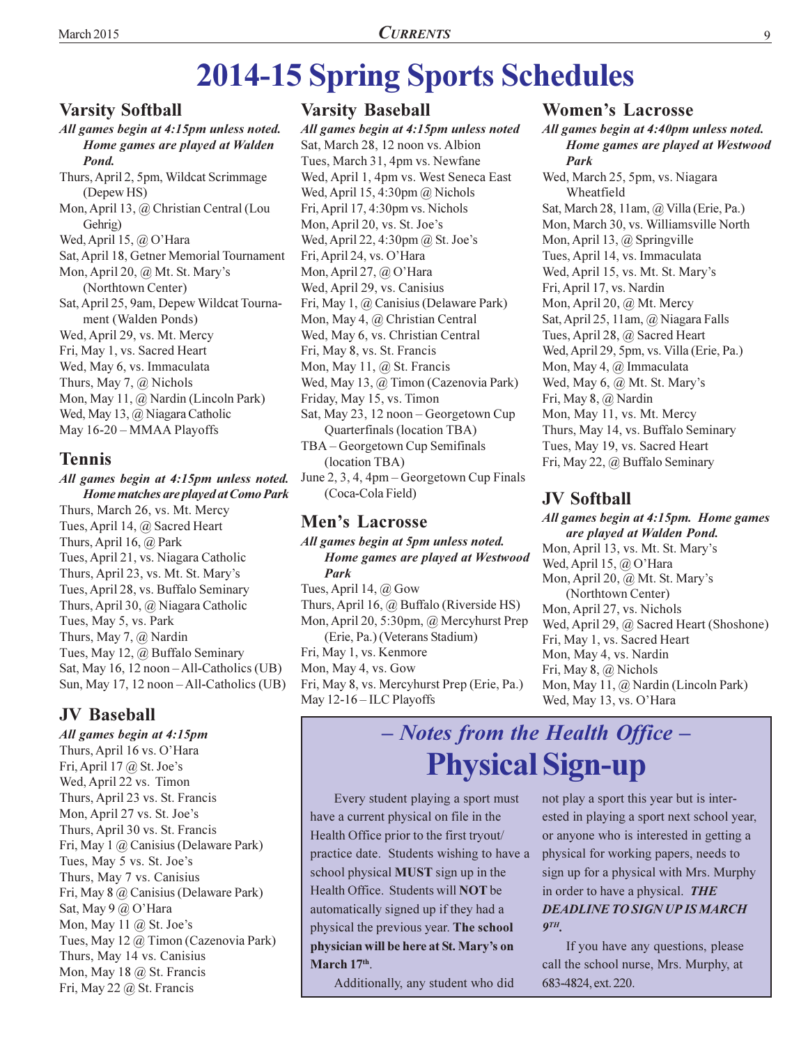# 2014-15 Spring Sports Schedules

## Varsity Softball

***All games begin at 4:15pm unless noted. Home games are played at Walden Pond.***

Thurs, April 2, 5pm, Wildcat Scrimmage (Depew HS)
Mon, April 13, @ Christian Central (Lou Gehrig)
Wed, April 15, @ O'Hara
Sat, April 18, Getner Memorial Tournament
Mon, April 20, @ Mt. St. Mary's (Northtown Center)
Sat, April 25, 9am, Depew Wildcat Tournament (Walden Ponds)
Wed, April 29, vs. Mt. Mercy
Fri, May 1, vs. Sacred Heart
Wed, May 6, vs. Immaculata
Thurs, May 7, @ Nichols
Mon, May 11, @ Nardin (Lincoln Park)
Wed, May 13, @ Niagara Catholic
May 16-20 – MMAA Playoffs

## Tennis

***All games begin at 4:15pm unless noted. Home matches are played at Como Park***

Thurs, March 26, vs. Mt. Mercy
Tues, April 14, @ Sacred Heart
Thurs, April 16, @ Park
Tues, April 21, vs. Niagara Catholic
Thurs, April 23, vs. Mt. St. Mary's
Tues, April 28, vs. Buffalo Seminary
Thurs, April 30, @ Niagara Catholic
Tues, May 5, vs. Park
Thurs, May 7, @ Nardin
Tues, May 12, @ Buffalo Seminary
Sat, May 16, 12 noon – All-Catholics (UB)
Sun, May 17, 12 noon – All-Catholics (UB)

## JV Baseball

***All games begin at 4:15pm***

Thurs, April 16 vs. O'Hara
Fri, April 17 @ St. Joe's
Wed, April 22 vs. Timon
Thurs, April 23 vs. St. Francis
Mon, April 27 vs. St. Joe's
Thurs, April 30 vs. St. Francis
Fri, May 1 @ Canisius (Delaware Park)
Tues, May 5 vs. St. Joe's
Thurs, May 7 vs. Canisius
Fri, May 8 @ Canisius (Delaware Park)
Sat, May 9 @ O'Hara
Mon, May 11 @ St. Joe's
Tues, May 12 @ Timon (Cazenovia Park)
Thurs, May 14 vs. Canisius
Mon, May 18 @ St. Francis
Fri, May 22 @ St. Francis

## Varsity Baseball

***All games begin at 4:15pm unless noted***

Sat, March 28, 12 noon vs. Albion
Tues, March 31, 4pm vs. Newfane
Wed, April 1, 4pm vs. West Seneca East
Wed, April 15, 4:30pm @ Nichols
Fri, April 17, 4:30pm vs. Nichols
Mon, April 20, vs. St. Joe's
Wed, April 22, 4:30pm @ St. Joe's
Fri, April 24, vs. O'Hara
Mon, April 27, @ O'Hara
Wed, April 29, vs. Canisius
Fri, May 1, @ Canisius (Delaware Park)
Mon, May 4, @ Christian Central
Wed, May 6, vs. Christian Central
Fri, May 8, vs. St. Francis
Mon, May 11, @ St. Francis
Wed, May 13, @ Timon (Cazenovia Park)
Friday, May 15, vs. Timon
Sat, May 23, 12 noon – Georgetown Cup Quarterfinals (location TBA)
TBA – Georgetown Cup Semifinals (location TBA)
June 2, 3, 4, 4pm – Georgetown Cup Finals (Coca-Cola Field)

## Men's Lacrosse

***All games begin at 5pm unless noted. Home games are played at Westwood Park***

Tues, April 14, @ Gow
Thurs, April 16, @ Buffalo (Riverside HS)
Mon, April 20, 5:30pm, @ Mercyhurst Prep (Erie, Pa.) (Veterans Stadium)
Fri, May 1, vs. Kenmore
Mon, May 4, vs. Gow
Fri, May 8, vs. Mercyhurst Prep (Erie, Pa.)
May 12-16 – ILC Playoffs

## Women's Lacrosse

***All games begin at 4:40pm unless noted. Home games are played at Westwood Park***

Wed, March 25, 5pm, vs. Niagara Wheatfield
Sat, March 28, 11am, @ Villa (Erie, Pa.)
Mon, March 30, vs. Williamsville North
Mon, April 13, @ Springville
Tues, April 14, vs. Immaculata
Wed, April 15, vs. Mt. St. Mary's
Fri, April 17, vs. Nardin
Mon, April 20, @ Mt. Mercy
Sat, April 25, 11am, @ Niagara Falls
Tues, April 28, @ Sacred Heart
Wed, April 29, 5pm, vs. Villa (Erie, Pa.)
Mon, May 4, @ Immaculata
Wed, May 6, @ Mt. St. Mary's
Fri, May 8, @ Nardin
Mon, May 11, vs. Mt. Mercy
Thurs, May 14, vs. Buffalo Seminary
Tues, May 19, vs. Sacred Heart
Fri, May 22, @ Buffalo Seminary

## JV Softball

***All games begin at 4:15pm. Home games are played at Walden Pond.***

Mon, April 13, vs. Mt. St. Mary's
Wed, April 15, @ O'Hara
Mon, April 20, @ Mt. St. Mary's (Northtown Center)
Mon, April 27, vs. Nichols
Wed, April 29, @ Sacred Heart (Shoshone)
Fri, May 1, vs. Sacred Heart
Mon, May 4, vs. Nardin
Fri, May 8, @ Nichols
Mon, May 11, @ Nardin (Lincoln Park)
Wed, May 13, vs. O'Hara

## *– Notes from the Health Office –*

# Physical Sign-up

Every student playing a sport must have a current physical on file in the Health Office prior to the first tryout/practice date. Students wishing to have a school physical **MUST** sign up in the Health Office. Students will **NOT** be automatically signed up if they had a physical the previous year. **The school physician will be here at St. Mary's on March 17th**.

Additionally, any student who did not play a sport this year but is interested in playing a sport next school year, or anyone who is interested in getting a physical for working papers, needs to sign up for a physical with Mrs. Murphy in order to have a physical. ***THE DEADLINE TO SIGN UP IS MARCH 9TH.***

If you have any questions, please call the school nurse, Mrs. Murphy, at 683-4824, ext. 220.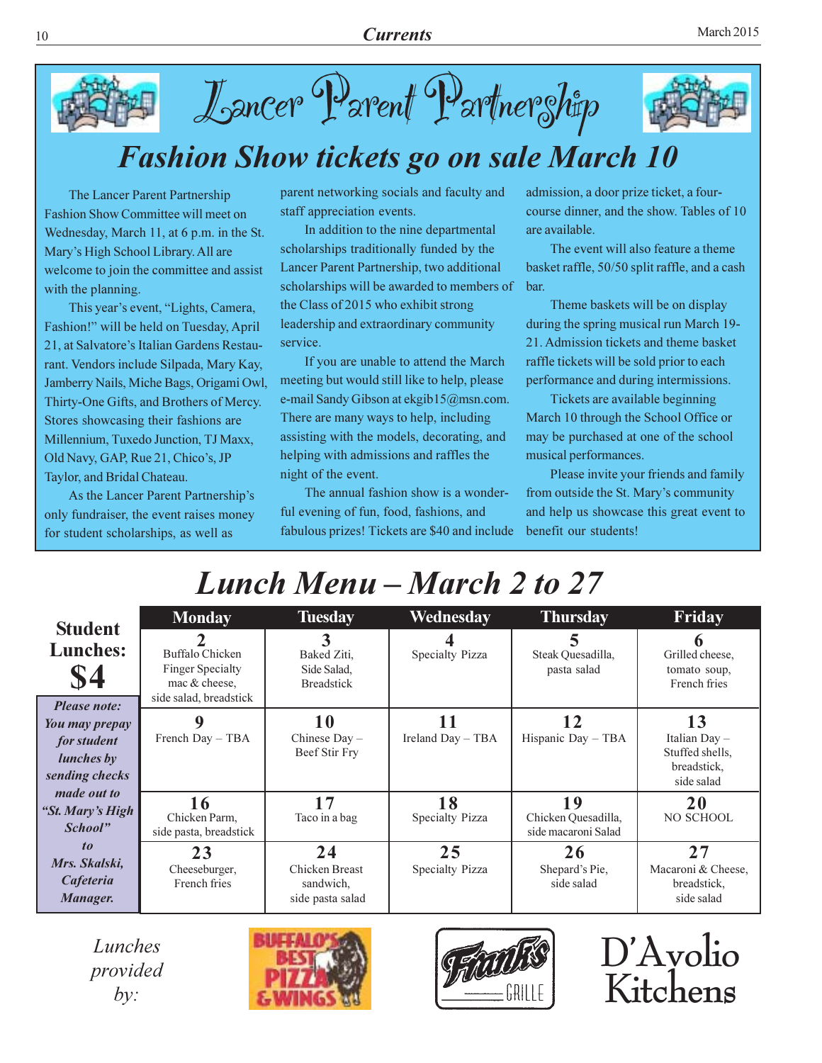# Lancer Parent Partnership

## Fashion Show tickets go on sale March 10

The Lancer Parent Partnership Fashion Show Committee will meet on Wednesday, March 11, at 6 p.m. in the St. Mary's High School Library. All are welcome to join the committee and assist with the planning.

This year's event, "Lights, Camera, Fashion!" will be held on Tuesday, April 21, at Salvatore's Italian Gardens Restaurant. Vendors include Silpada, Mary Kay, Jamberry Nails, Miche Bags, Origami Owl, Thirty-One Gifts, and Brothers of Mercy. Stores showcasing their fashions are Millennium, Tuxedo Junction, TJ Maxx, Old Navy, GAP, Rue 21, Chico's, JP Taylor, and Bridal Chateau.

As the Lancer Parent Partnership's only fundraiser, the event raises money for student scholarships, as well as parent networking socials and faculty and staff appreciation events.

In addition to the nine departmental scholarships traditionally funded by the Lancer Parent Partnership, two additional scholarships will be awarded to members of the Class of 2015 who exhibit strong leadership and extraordinary community service.

If you are unable to attend the March meeting but would still like to help, please e-mail Sandy Gibson at ekgib15@msn.com. There are many ways to help, including assisting with the models, decorating, and helping with admissions and raffles the night of the event.

The annual fashion show is a wonderful evening of fun, food, fashions, and fabulous prizes! Tickets are $40 and include admission, a door prize ticket, a four-course dinner, and the show. Tables of 10 are available.

The event will also feature a theme basket raffle, 50/50 split raffle, and a cash bar.

Theme baskets will be on display during the spring musical run March 19-21. Admission tickets and theme basket raffle tickets will be sold prior to each performance and during intermissions.

Tickets are available beginning March 10 through the School Office or may be purchased at one of the school musical performances.

Please invite your friends and family from outside the St. Mary's community and help us showcase this great event to benefit our students!

## Lunch Menu – March 2 to 27

**Student Lunches: $4**

*Please note: You may prepay for student lunches by sending checks made out to "St. Mary's High School" to Mrs. Skalski, Cafeteria Manager.*

| Monday | Tuesday | Wednesday | Thursday | Friday |
|---|---|---|---|---|
| **2** Buffalo Chicken Finger Specialty mac & cheese, side salad, breadstick | **3** Baked Ziti, Side Salad, Breadstick | **4** Specialty Pizza | **5** Steak Quesadilla, pasta salad | **6** Grilled cheese, tomato soup, French fries |
| **9** French Day – TBA | **10** Chinese Day – Beef Stir Fry | **11** Ireland Day – TBA | **12** Hispanic Day – TBA | **13** Italian Day – Stuffed shells, breadstick, side salad |
| **16** Chicken Parm, side pasta, breadstick | **17** Taco in a bag | **18** Specialty Pizza | **19** Chicken Quesadilla, side macaroni Salad | **20** NO SCHOOL |
| **23** Cheeseburger, French fries | **24** Chicken Breast sandwich, side pasta salad | **25** Specialty Pizza | **26** Shepard's Pie, side salad | **27** Macaroni & Cheese, breadstick, side salad |

*Lunches provided by:* Buffalo's Best Pizza & Wings, Frank's Grille, D'Avolio Kitchens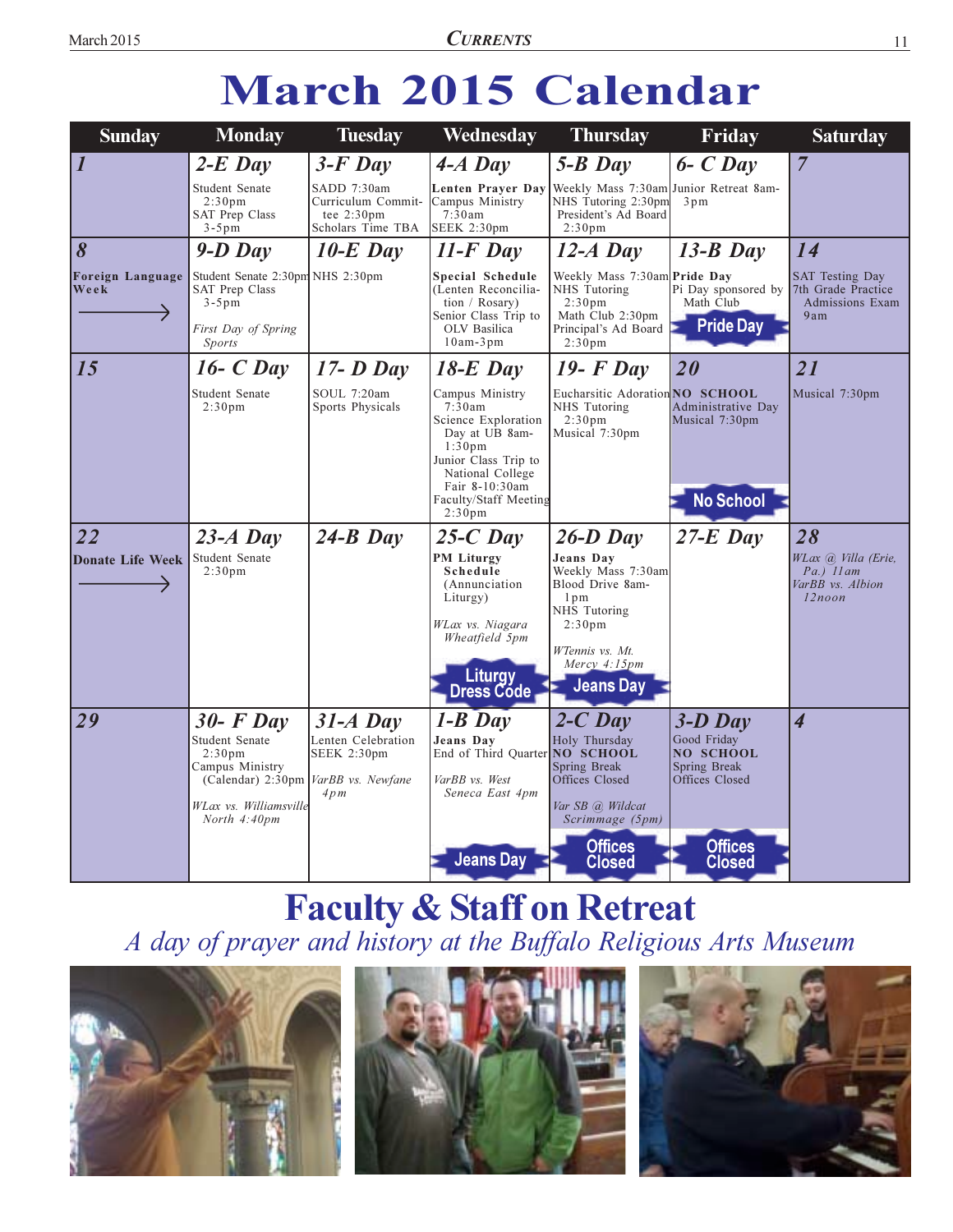# March 2015 Calendar

| Sunday | Monday | Tuesday | Wednesday | Thursday | Friday | Saturday |
|---|---|---|---|---|---|---|
| ***1*** | ***2-E Day*** Student Senate 2:30pm SAT Prep Class 3-5pm | ***3-F Day*** SADD 7:30am Curriculum Committee 2:30pm Scholars Time TBA | ***4-A Day*** **Lenten Prayer Day** Campus Ministry 7:30am SEEK 2:30pm | ***5-B Day*** Weekly Mass 7:30am NHS Tutoring 2:30pm President's Ad Board 2:30pm | ***6- C Day*** Junior Retreat 8am-3pm | ***7*** |
| ***8*** **Foreign Language Week** → | ***9-D Day*** Student Senate 2:30pm SAT Prep Class 3-5pm *First Day of Spring Sports* | ***10-E Day*** NHS 2:30pm | ***11-F Day*** **Special Schedule** (Lenten Reconciliation / Rosary) Senior Class Trip to OLV Basilica 10am-3pm | ***12-A Day*** Weekly Mass 7:30am NHS Tutoring 2:30pm Math Club 2:30pm Principal's Ad Board 2:30pm | ***13-B Day*** **Pride Day** Pi Day sponsored by Math Club **Pride Day** | ***14*** SAT Testing Day 7th Grade Practice Admissions Exam 9am |
| ***15*** | ***16- C Day*** Student Senate 2:30pm | ***17- D Day*** SOUL 7:20am Sports Physicals | ***18-E Day*** Campus Ministry 7:30am Science Exploration Day at UB 8am-1:30pm Junior Class Trip to National College Fair 8-10:30am Faculty/Staff Meeting 2:30pm | ***19- F Day*** Eucharsitic Adoration NHS Tutoring 2:30pm Musical 7:30pm | ***20*** **NO SCHOOL** Administrative Day Musical 7:30pm **No School** | ***21*** Musical 7:30pm |
| ***22*** **Donate Life Week** → | ***23-A Day*** Student Senate 2:30pm | ***24-B Day*** | ***25-C Day*** **PM Liturgy Schedule** (Annunciation Liturgy) *WLax vs. Niagara Wheatfield 5pm* **Liturgy Dress Code** | ***26-D Day*** **Jeans Day** Weekly Mass 7:30am Blood Drive 8am-1pm NHS Tutoring 2:30pm *WTennis vs. Mt. Mercy 4:15pm* **Jeans Day** | ***27-E Day*** | ***28*** *WLax @ Villa (Erie, Pa.) 11am* *VarBB vs. Albion 12noon* |
| ***29*** | ***30- F Day*** Student Senate 2:30pm Campus Ministry (Calendar) 2:30pm *WLax vs. Williamsville North 4:40pm* | ***31-A Day*** Lenten Celebration SEEK 2:30pm *VarBB vs. Newfane 4pm* | ***1-B Day*** **Jeans Day** End of Third Quarter *VarBB vs. West Seneca East 4pm* **Jeans Day** | ***2-C Day*** Holy Thursday **NO SCHOOL** Spring Break Offices Closed *Var SB @ Wildcat Scrimmage (5pm)* **Offices Closed** | ***3-D Day*** Good Friday **NO SCHOOL** Spring Break Offices Closed **Offices Closed** | ***4*** |

## Faculty & Staff on Retreat

*A day of prayer and history at the Buffalo Religious Arts Museum*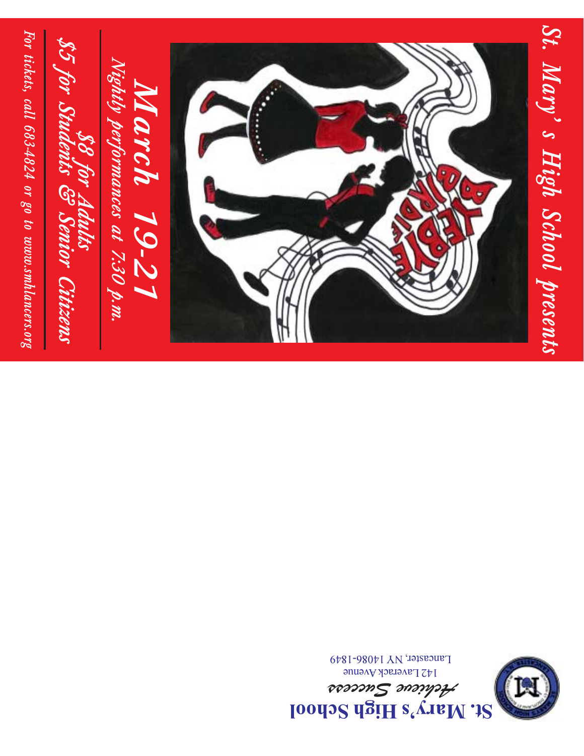# St. Mary's High School presents

## March 19-21

*Nightly performances at 7:30 p.m.*

*$8 for Adults*
*$5 for Students & Senior Citizens*

*For tickets, call 683-4824 or go to www.smhlancers.org*

**St. Mary's High School**
*Achieve Success*
142 Laverack Avenue
Lancaster, NY 14086-1849